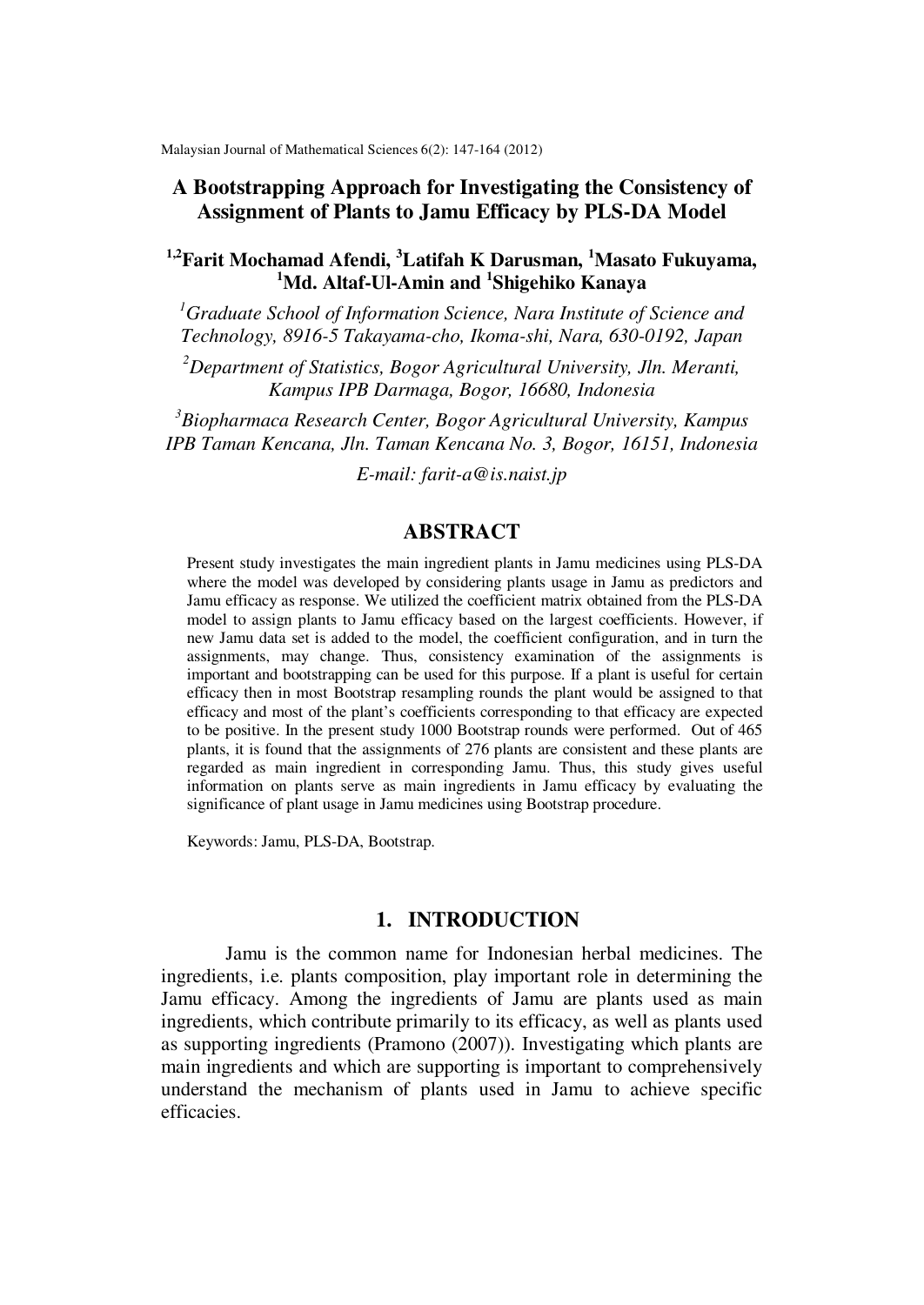# A Bootstrapping Approach for Investigating the Consistency of Assignment of Plants to Jamu Efficacy by PLS-DA Model

**[1,2]Farit Mochamad Afendi, [3]Latifah K Darusman, [1]Masato Fukuyama, [1]Md. Altaf-Ul-Amin and [1]Shigehiko Kanaya**

*[1]Graduate School of Information Science, Nara Institute of Science and Technology, 8916-5 Takayama-cho, Ikoma-shi, Nara, 630-0192, Japan*

*[2]Department of Statistics, Bogor Agricultural University, Jln. Meranti, Kampus IPB Darmaga, Bogor, 16680, Indonesia*

*[3]Biopharmaca Research Center, Bogor Agricultural University, Kampus IPB Taman Kencana, Jln. Taman Kencana No. 3, Bogor, 16151, Indonesia*

*E-mail: farit-a@is.naist.jp*

## ABSTRACT

Present study investigates the main ingredient plants in Jamu medicines using PLS-DA where the model was developed by considering plants usage in Jamu as predictors and Jamu efficacy as response. We utilized the coefficient matrix obtained from the PLS-DA model to assign plants to Jamu efficacy based on the largest coefficients. However, if new Jamu data set is added to the model, the coefficient configuration, and in turn the assignments, may change. Thus, consistency examination of the assignments is important and bootstrapping can be used for this purpose. If a plant is useful for certain efficacy then in most Bootstrap resampling rounds the plant would be assigned to that efficacy and most of the plant's coefficients corresponding to that efficacy are expected to be positive. In the present study 1000 Bootstrap rounds were performed. Out of 465 plants, it is found that the assignments of 276 plants are consistent and these plants are regarded as main ingredient in corresponding Jamu. Thus, this study gives useful information on plants serve as main ingredients in Jamu efficacy by evaluating the significance of plant usage in Jamu medicines using Bootstrap procedure.

Keywords: Jamu, PLS-DA, Bootstrap.

## 1. INTRODUCTION

Jamu is the common name for Indonesian herbal medicines. The ingredients, i.e. plants composition, play important role in determining the Jamu efficacy. Among the ingredients of Jamu are plants used as main ingredients, which contribute primarily to its efficacy, as well as plants used as supporting ingredients (Pramono (2007)). Investigating which plants are main ingredients and which are supporting is important to comprehensively understand the mechanism of plants used in Jamu to achieve specific efficacies.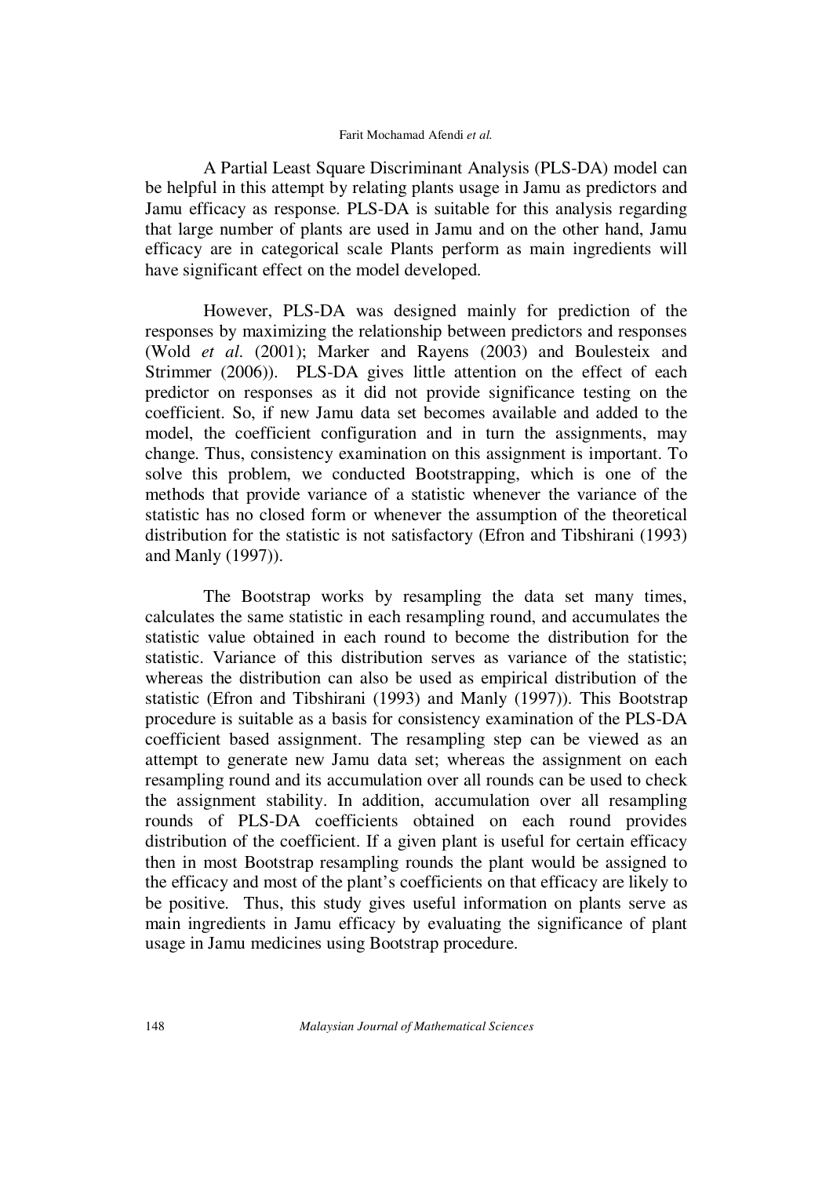A Partial Least Square Discriminant Analysis (PLS-DA) model can be helpful in this attempt by relating plants usage in Jamu as predictors and Jamu efficacy as response. PLS-DA is suitable for this analysis regarding that large number of plants are used in Jamu and on the other hand, Jamu efficacy are in categorical scale Plants perform as main ingredients will have significant effect on the model developed.

However, PLS-DA was designed mainly for prediction of the responses by maximizing the relationship between predictors and responses (Wold *et al*. (2001); Marker and Rayens (2003) and Boulesteix and Strimmer (2006)). PLS-DA gives little attention on the effect of each predictor on responses as it did not provide significance testing on the coefficient. So, if new Jamu data set becomes available and added to the model, the coefficient configuration and in turn the assignments, may change. Thus, consistency examination on this assignment is important. To solve this problem, we conducted Bootstrapping, which is one of the methods that provide variance of a statistic whenever the variance of the statistic has no closed form or whenever the assumption of the theoretical distribution for the statistic is not satisfactory (Efron and Tibshirani (1993) and Manly (1997)).

The Bootstrap works by resampling the data set many times, calculates the same statistic in each resampling round, and accumulates the statistic value obtained in each round to become the distribution for the statistic. Variance of this distribution serves as variance of the statistic; whereas the distribution can also be used as empirical distribution of the statistic (Efron and Tibshirani (1993) and Manly (1997)). This Bootstrap procedure is suitable as a basis for consistency examination of the PLS-DA coefficient based assignment. The resampling step can be viewed as an attempt to generate new Jamu data set; whereas the assignment on each resampling round and its accumulation over all rounds can be used to check the assignment stability. In addition, accumulation over all resampling rounds of PLS-DA coefficients obtained on each round provides distribution of the coefficient. If a given plant is useful for certain efficacy then in most Bootstrap resampling rounds the plant would be assigned to the efficacy and most of the plant's coefficients on that efficacy are likely to be positive. Thus, this study gives useful information on plants serve as main ingredients in Jamu efficacy by evaluating the significance of plant usage in Jamu medicines using Bootstrap procedure.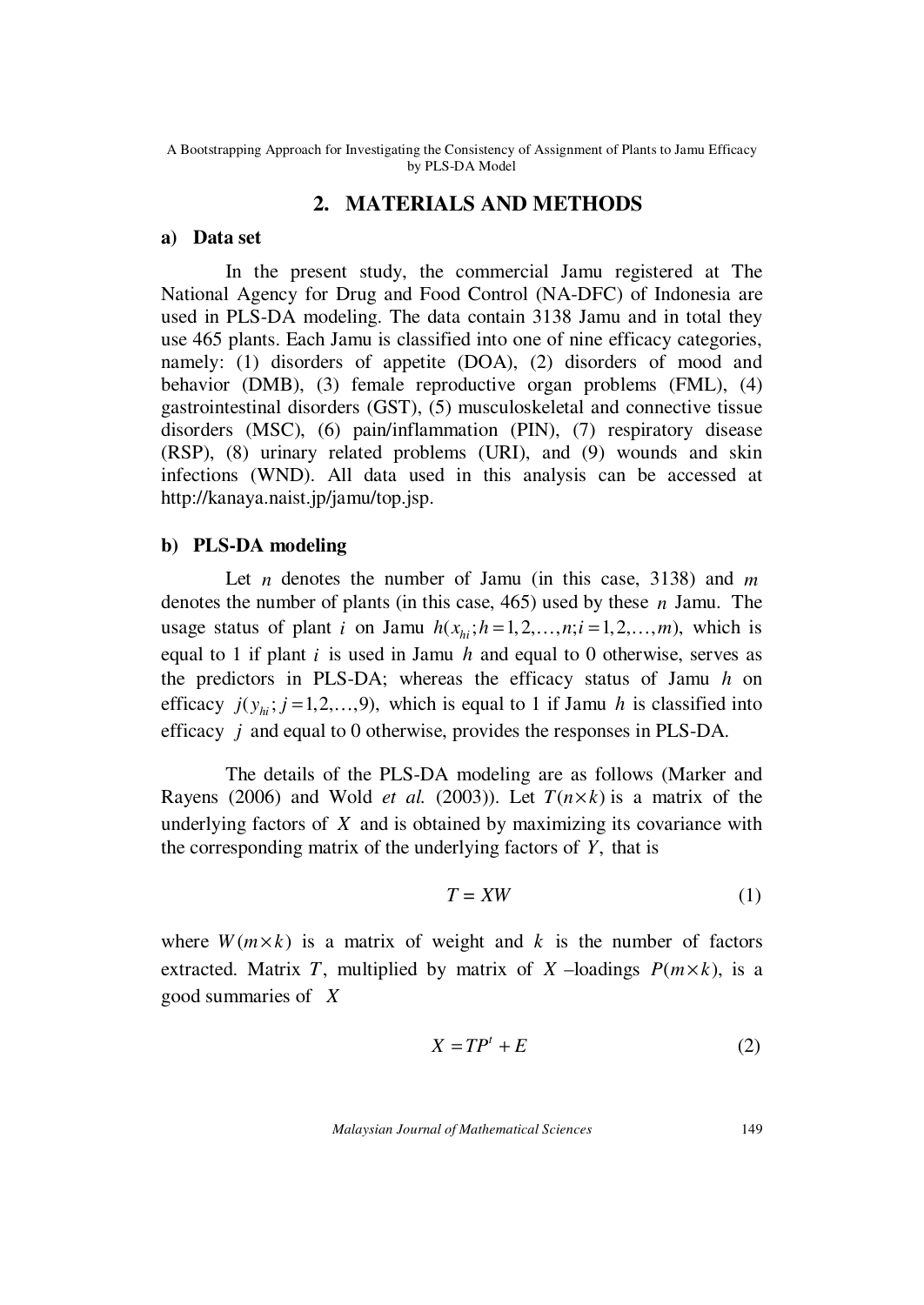## 2. MATERIALS AND METHODS

### a) Data set

In the present study, the commercial Jamu registered at The National Agency for Drug and Food Control (NA-DFC) of Indonesia are used in PLS-DA modeling. The data contain 3138 Jamu and in total they use 465 plants. Each Jamu is classified into one of nine efficacy categories, namely: (1) disorders of appetite (DOA), (2) disorders of mood and behavior (DMB), (3) female reproductive organ problems (FML), (4) gastrointestinal disorders (GST), (5) musculoskeletal and connective tissue disorders (MSC), (6) pain/inflammation (PIN), (7) respiratory disease (RSP), (8) urinary related problems (URI), and (9) wounds and skin infections (WND). All data used in this analysis can be accessed at http://kanaya.naist.jp/jamu/top.jsp.

### b) PLS-DA modeling

Let $n$ denotes the number of Jamu (in this case, 3138) and $m$ denotes the number of plants (in this case, 465) used by these $n$ Jamu. The usage status of plant $i$ on Jamu $h (x_{hi}; h = 1, 2, \ldots, n; i = 1, 2, \ldots, m)$, which is equal to 1 if plant $i$ is used in Jamu $h$ and equal to 0 otherwise, serves as the predictors in PLS-DA; whereas the efficacy status of Jamu $h$ on efficacy $j (y_{hi}; j = 1, 2, \ldots, 9)$, which is equal to 1 if Jamu $h$ is classified into efficacy $j$ and equal to 0 otherwise, provides the responses in PLS-DA.

The details of the PLS-DA modeling are as follows (Marker and Rayens (2006) and Wold *et al.* (2003)). Let $T(n \times k)$ is a matrix of the underlying factors of $X$ and is obtained by maximizing its covariance with the corresponding matrix of the underlying factors of $Y$, that is

$$T = XW \tag{1}$$

where $W(m \times k)$ is a matrix of weight and $k$ is the number of factors extracted. Matrix $T$, multiplied by matrix of $X$ –loadings $P(m \times k)$, is a good summaries of $X$

$$X = TP^t + E \tag{2}$$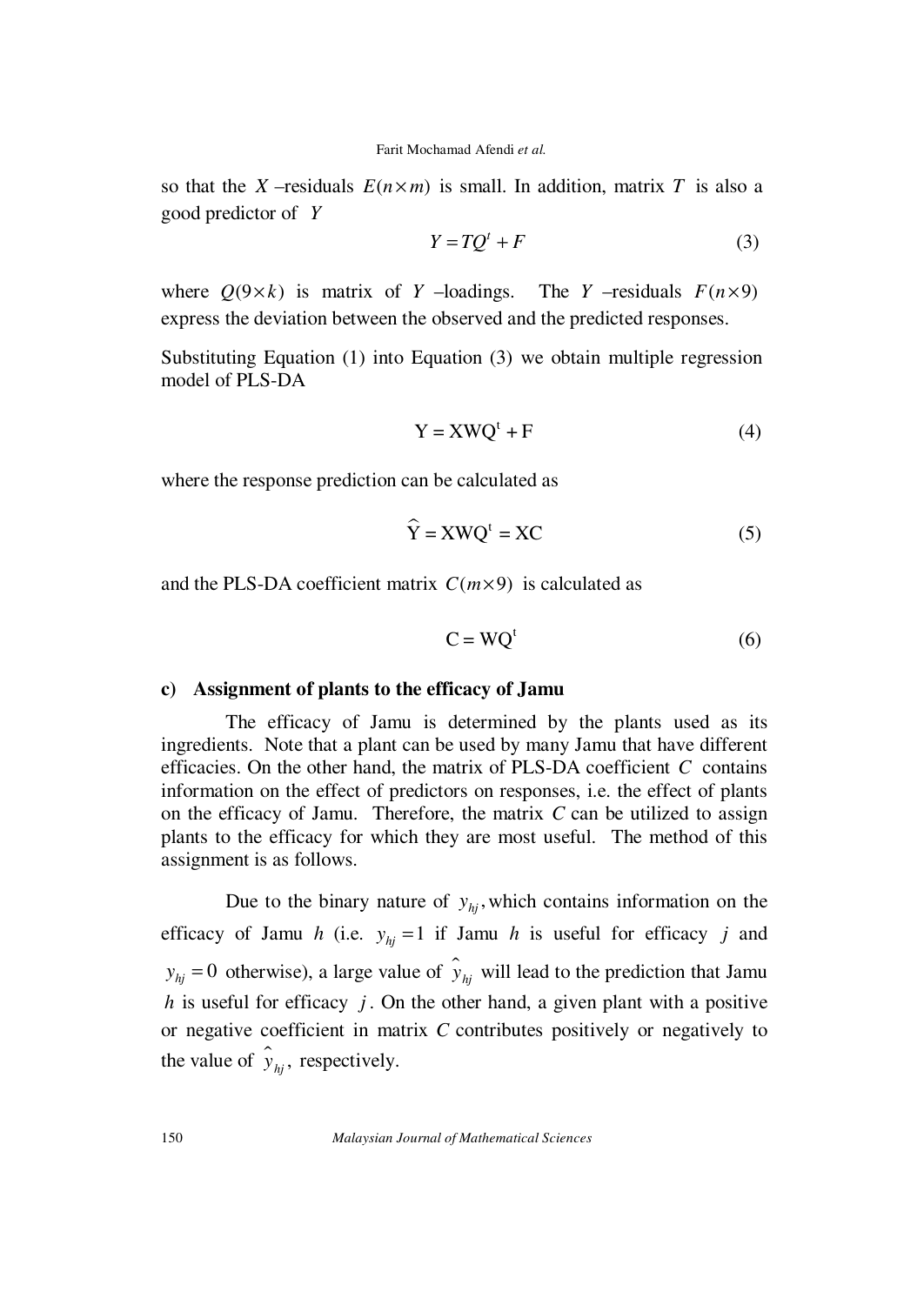so that the $X$ –residuals $E(n \times m)$ is small. In addition, matrix $T$ is also a good predictor of $Y$

$$Y = TQ^t + F \tag{3}$$

where $Q(9 \times k)$ is matrix of $Y$ –loadings. The $Y$ –residuals $F(n \times 9)$ express the deviation between the observed and the predicted responses.

Substituting Equation (1) into Equation (3) we obtain multiple regression model of PLS-DA

$$\mathrm{Y} = \mathrm{XWQ}^t + \mathrm{F} \tag{4}$$

where the response prediction can be calculated as

$$\widehat{\mathrm{Y}} = \mathrm{XWQ}^t = \mathrm{XC} \tag{5}$$

and the PLS-DA coefficient matrix $C(m \times 9)$ is calculated as

$$\mathrm{C} = \mathrm{WQ}^t \tag{6}$$

**c) Assignment of plants to the efficacy of Jamu**

The efficacy of Jamu is determined by the plants used as its ingredients. Note that a plant can be used by many Jamu that have different efficacies. On the other hand, the matrix of PLS-DA coefficient $C$ contains information on the effect of predictors on responses, i.e. the effect of plants on the efficacy of Jamu. Therefore, the matrix $C$ can be utilized to assign plants to the efficacy for which they are most useful. The method of this assignment is as follows.

Due to the binary nature of $y_{hj}$, which contains information on the efficacy of Jamu $h$ (i.e. $y_{hj} = 1$ if Jamu $h$ is useful for efficacy $j$ and $y_{hj} = 0$ otherwise), a large value of $\hat{y}_{hj}$ will lead to the prediction that Jamu $h$ is useful for efficacy $j$. On the other hand, a given plant with a positive or negative coefficient in matrix $C$ contributes positively or negatively to the value of $\hat{y}_{hj}$, respectively.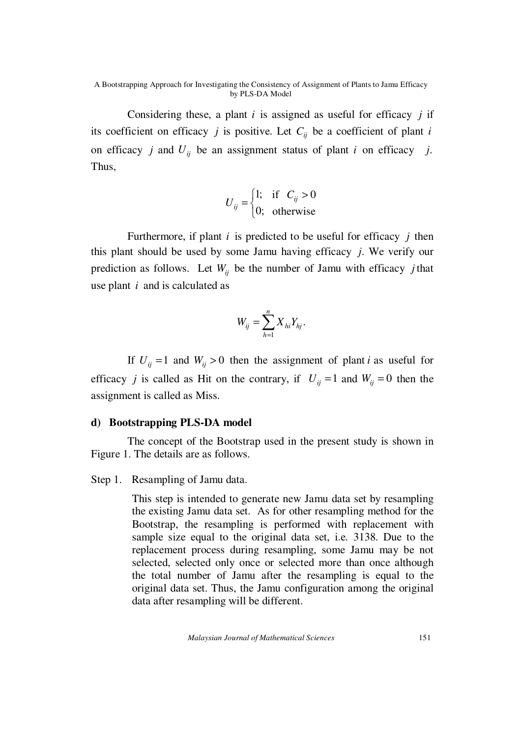Considering these, a plant $i$ is assigned as useful for efficacy $j$ if its coefficient on efficacy $j$ is positive. Let $C_{ij}$ be a coefficient of plant $i$ on efficacy $j$ and $U_{ij}$ be an assignment status of plant $i$ on efficacy $j$. Thus,

$$U_{ij} = \begin{cases} 1; & \text{if } C_{ij} > 0 \\ 0; & \text{otherwise} \end{cases}$$

Furthermore, if plant $i$ is predicted to be useful for efficacy $j$ then this plant should be used by some Jamu having efficacy $j$. We verify our prediction as follows. Let $W_{ij}$ be the number of Jamu with efficacy $j$ that use plant $i$ and is calculated as

$$W_{ij} = \sum_{h=1}^{n} X_{hi} Y_{hj}.$$

If $U_{ij} = 1$ and $W_{ij} > 0$ then the assignment of plant $i$ as useful for efficacy $j$ is called as Hit on the contrary, if $U_{ij} = 1$ and $W_{ij} = 0$ then the assignment is called as Miss.

### d) Bootstrapping PLS-DA model

The concept of the Bootstrap used in the present study is shown in Figure 1. The details are as follows.

Step 1. Resampling of Jamu data.

This step is intended to generate new Jamu data set by resampling the existing Jamu data set. As for other resampling method for the Bootstrap, the resampling is performed with replacement with sample size equal to the original data set, i.e. 3138. Due to the replacement process during resampling, some Jamu may be not selected, selected only once or selected more than once although the total number of Jamu after the resampling is equal to the original data set. Thus, the Jamu configuration among the original data after resampling will be different.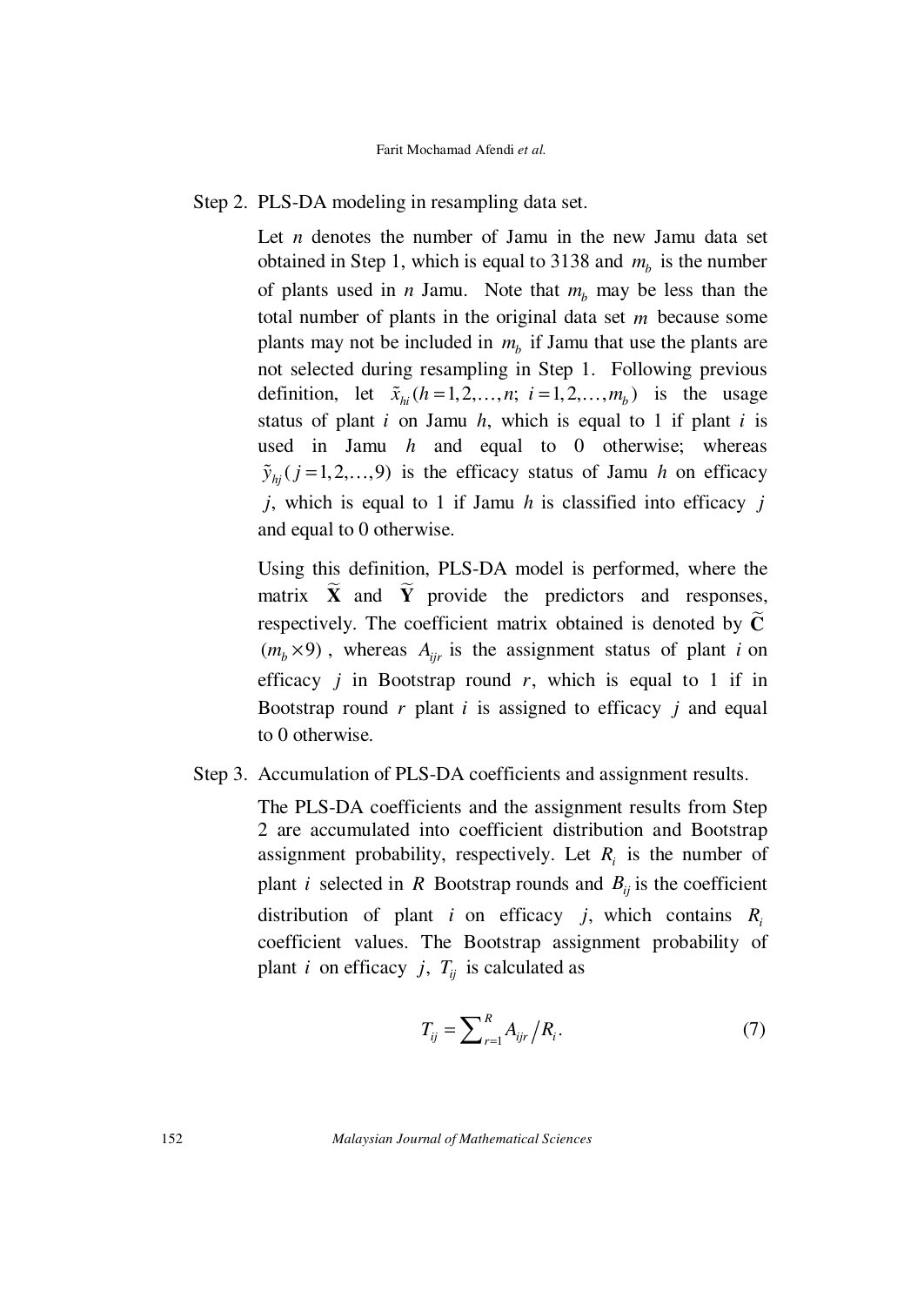Step 2. PLS-DA modeling in resampling data set.

Let $n$ denotes the number of Jamu in the new Jamu data set obtained in Step 1, which is equal to 3138 and $m_b$ is the number of plants used in $n$ Jamu. Note that $m_b$ may be less than the total number of plants in the original data set $m$ because some plants may not be included in $m_b$ if Jamu that use the plants are not selected during resampling in Step 1. Following previous definition, let $\tilde{x}_{hi} (h = 1, 2, \ldots, n;\ i = 1, 2, \ldots, m_b)$ is the usage status of plant $i$ on Jamu $h$, which is equal to 1 if plant $i$ is used in Jamu $h$ and equal to 0 otherwise; whereas $\tilde{y}_{hj} (j = 1, 2, \ldots, 9)$ is the efficacy status of Jamu $h$ on efficacy $j$, which is equal to 1 if Jamu $h$ is classified into efficacy $j$ and equal to 0 otherwise.

Using this definition, PLS-DA model is performed, where the matrix $\widetilde{\mathbf{X}}$ and $\widetilde{\mathbf{Y}}$ provide the predictors and responses, respectively. The coefficient matrix obtained is denoted by $\widetilde{\mathbf{C}}$ $(m_b \times 9)$, whereas $A_{ijr}$ is the assignment status of plant $i$ on efficacy $j$ in Bootstrap round $r$, which is equal to 1 if in Bootstrap round $r$ plant $i$ is assigned to efficacy $j$ and equal to 0 otherwise.

Step 3. Accumulation of PLS-DA coefficients and assignment results.

The PLS-DA coefficients and the assignment results from Step 2 are accumulated into coefficient distribution and Bootstrap assignment probability, respectively. Let $R_i$ is the number of plant $i$ selected in $R$ Bootstrap rounds and $B_{ij}$ is the coefficient distribution of plant $i$ on efficacy $j$, which contains $R_i$ coefficient values. The Bootstrap assignment probability of plant $i$ on efficacy $j$, $T_{ij}$ is calculated as

$$T_{ij} = \sum\nolimits_{r=1}^{R} A_{ijr} \big/ R_i. \tag{7}$$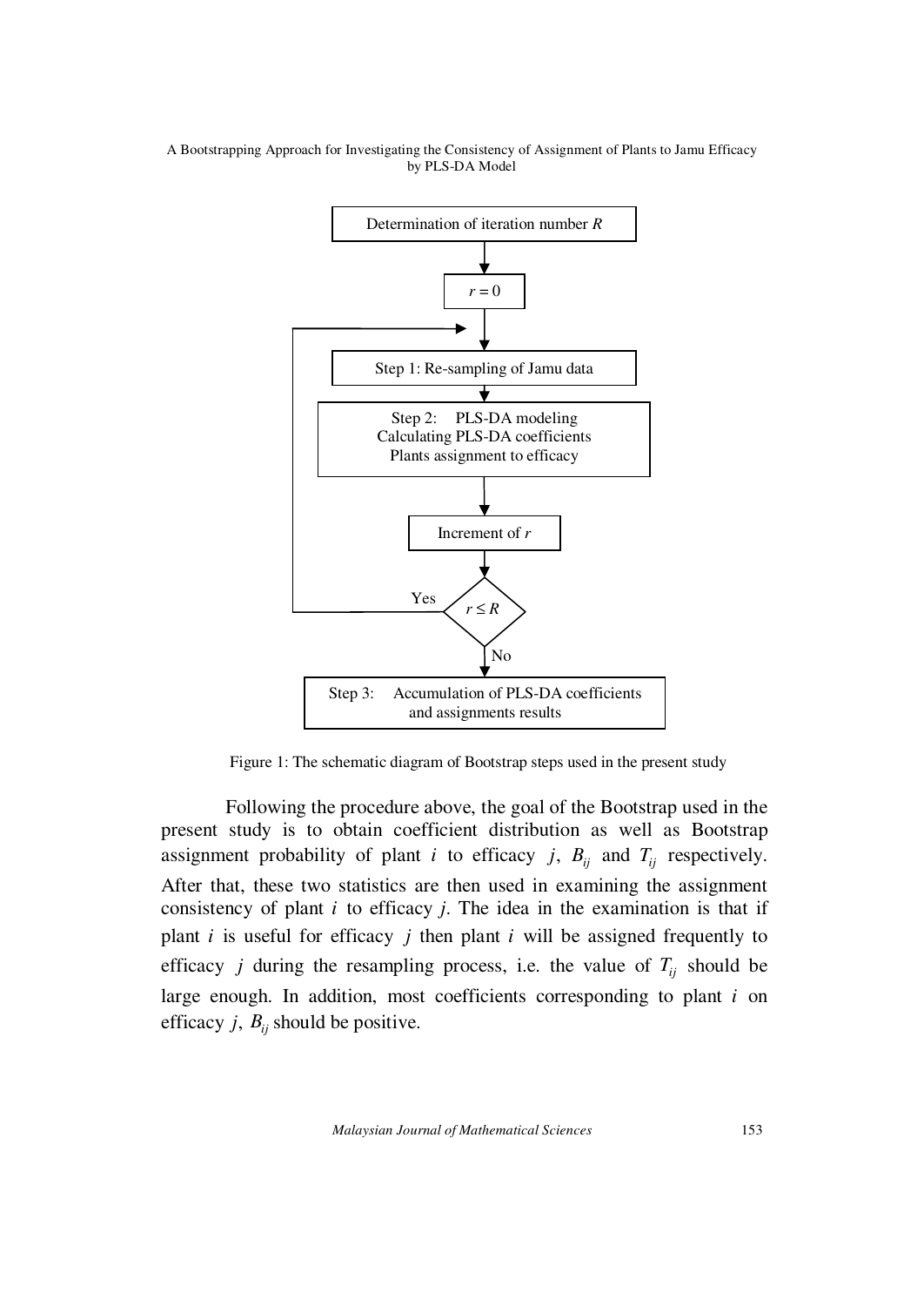Determination of iteration number $R$

$r = 0$

Step 1: Re-sampling of Jamu data

Step 2: PLS-DA modeling
Calculating PLS-DA coefficients
Plants assignment to efficacy

Increment of $r$

$r \le R$ (Yes: return to Step 1; No: continue)

Step 3: Accumulation of PLS-DA coefficients and assignments results

Figure 1: The schematic diagram of Bootstrap steps used in the present study

Following the procedure above, the goal of the Bootstrap used in the present study is to obtain coefficient distribution as well as Bootstrap assignment probability of plant $i$ to efficacy $j$, $B_{ij}$ and $T_{ij}$ respectively. After that, these two statistics are then used in examining the assignment consistency of plant $i$ to efficacy $j$. The idea in the examination is that if plant $i$ is useful for efficacy $j$ then plant $i$ will be assigned frequently to efficacy $j$ during the resampling process, i.e. the value of $T_{ij}$ should be large enough. In addition, most coefficients corresponding to plant $i$ on efficacy $j$, $B_{ij}$ should be positive.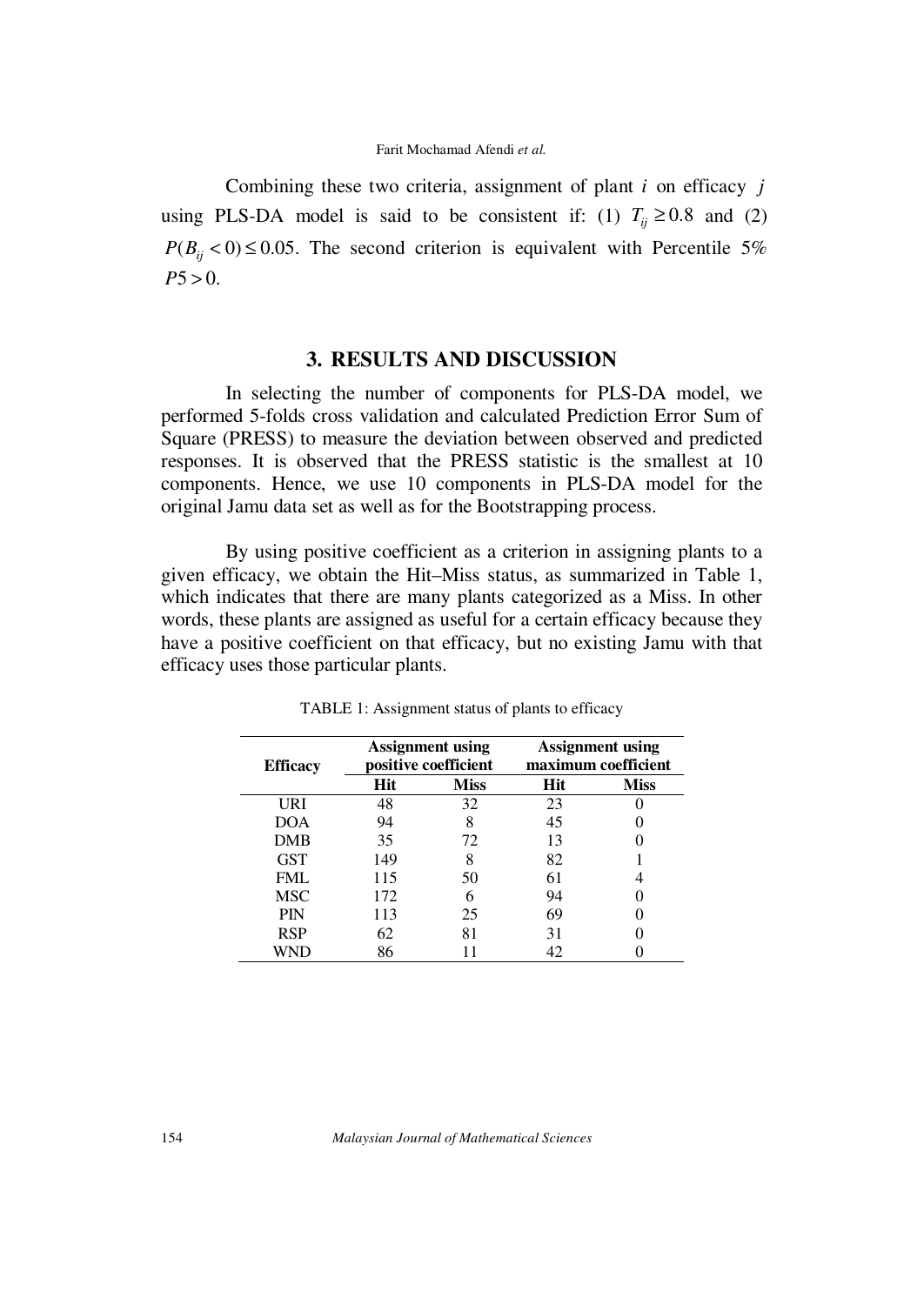Combining these two criteria, assignment of plant $i$ on efficacy $j$ using PLS-DA model is said to be consistent if: (1) $T_{ij} \geq 0.8$ and (2) $P(B_{ij} < 0) \leq 0.05$. The second criterion is equivalent with Percentile 5% $P5 > 0$.

## 3. RESULTS AND DISCUSSION

In selecting the number of components for PLS-DA model, we performed 5-folds cross validation and calculated Prediction Error Sum of Square (PRESS) to measure the deviation between observed and predicted responses. It is observed that the PRESS statistic is the smallest at 10 components. Hence, we use 10 components in PLS-DA model for the original Jamu data set as well as for the Bootstrapping process.

By using positive coefficient as a criterion in assigning plants to a given efficacy, we obtain the Hit–Miss status, as summarized in Table 1, which indicates that there are many plants categorized as a Miss. In other words, these plants are assigned as useful for a certain efficacy because they have a positive coefficient on that efficacy, but no existing Jamu with that efficacy uses those particular plants.

TABLE 1: Assignment status of plants to efficacy

| Efficacy | Assignment using positive coefficient | | Assignment using maximum coefficient | |
|---|---|---|---|---|
| | **Hit** | **Miss** | **Hit** | **Miss** |
| URI | 48 | 32 | 23 | 0 |
| DOA | 94 | 8 | 45 | 0 |
| DMB | 35 | 72 | 13 | 0 |
| GST | 149 | 8 | 82 | 1 |
| FML | 115 | 50 | 61 | 4 |
| MSC | 172 | 6 | 94 | 0 |
| PIN | 113 | 25 | 69 | 0 |
| RSP | 62 | 81 | 31 | 0 |
| WND | 86 | 11 | 42 | 0 |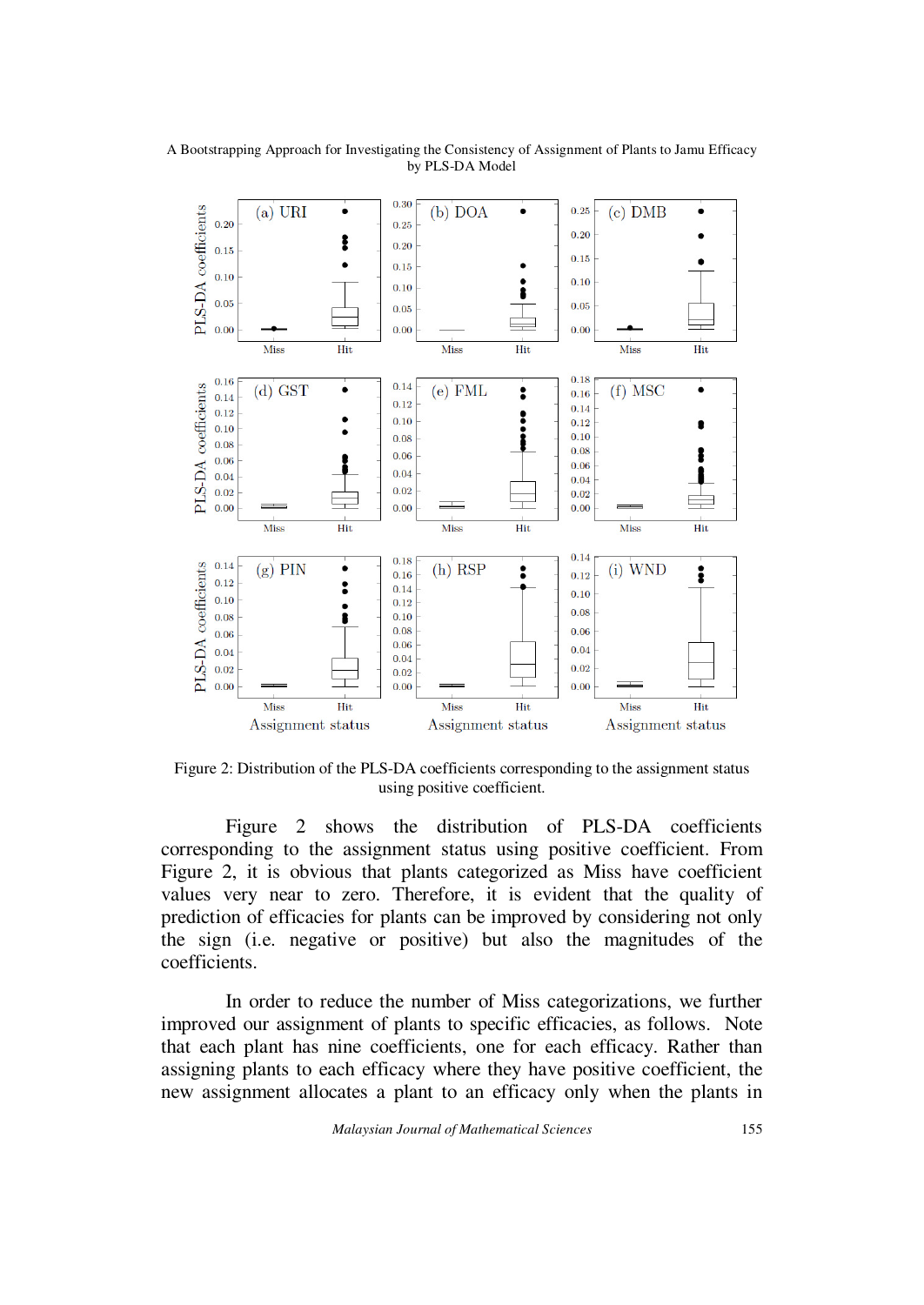Figure 2: Distribution of the PLS-DA coefficients corresponding to the assignment status using positive coefficient.

Figure 2 shows the distribution of PLS-DA coefficients corresponding to the assignment status using positive coefficient. From Figure 2, it is obvious that plants categorized as Miss have coefficient values very near to zero. Therefore, it is evident that the quality of prediction of efficacies for plants can be improved by considering not only the sign (i.e. negative or positive) but also the magnitudes of the coefficients.

In order to reduce the number of Miss categorizations, we further improved our assignment of plants to specific efficacies, as follows. Note that each plant has nine coefficients, one for each efficacy. Rather than assigning plants to each efficacy where they have positive coefficient, the new assignment allocates a plant to an efficacy only when the plants in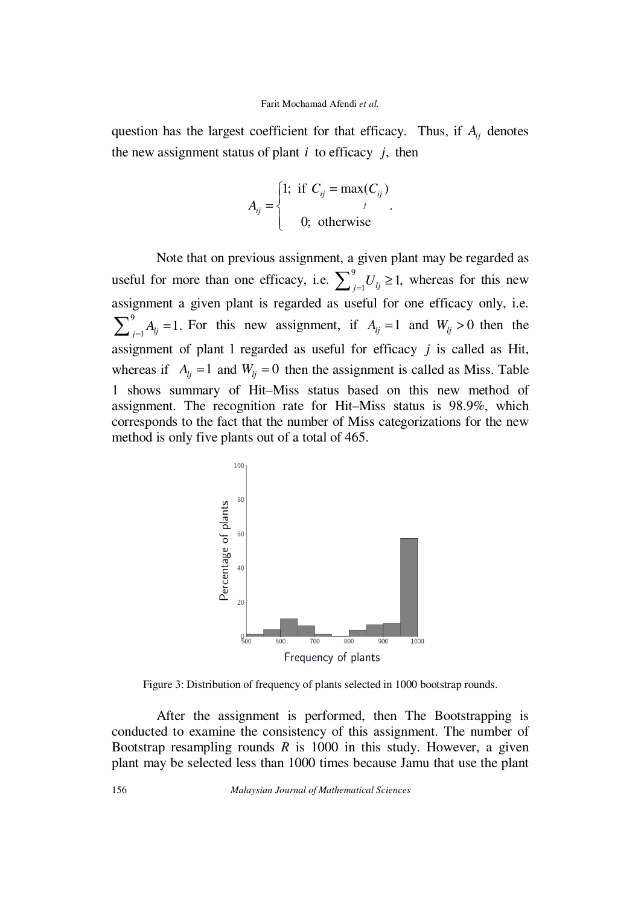question has the largest coefficient for that efficacy. Thus, if $A_{ij}$ denotes the new assignment status of plant $i$ to efficacy $j$, then

$$A_{ij} = \begin{cases} 1; \text{ if } C_{ij} = \max\limits_{j}(C_{ij}) \\ \quad 0; \text{ otherwise} \end{cases}.$$

Note that on previous assignment, a given plant may be regarded as useful for more than one efficacy, i.e. $\sum_{j=1}^{9} U_{lj} \geq 1$, whereas for this new assignment a given plant is regarded as useful for one efficacy only, i.e. $\sum_{j=1}^{9} A_{lj} = 1$. For this new assignment, if $A_{lj} = 1$ and $W_{lj} > 0$ then the assignment of plant l regarded as useful for efficacy $j$ is called as Hit, whereas if $A_{lj} = 1$ and $W_{lj} = 0$ then the assignment is called as Miss. Table 1 shows summary of Hit–Miss status based on this new method of assignment. The recognition rate for Hit–Miss status is 98.9%, which corresponds to the fact that the number of Miss categorizations for the new method is only five plants out of a total of 465.

Figure 3: Distribution of frequency of plants selected in 1000 bootstrap rounds.

After the assignment is performed, then The Bootstrapping is conducted to examine the consistency of this assignment. The number of Bootstrap resampling rounds $R$ is 1000 in this study. However, a given plant may be selected less than 1000 times because Jamu that use the plant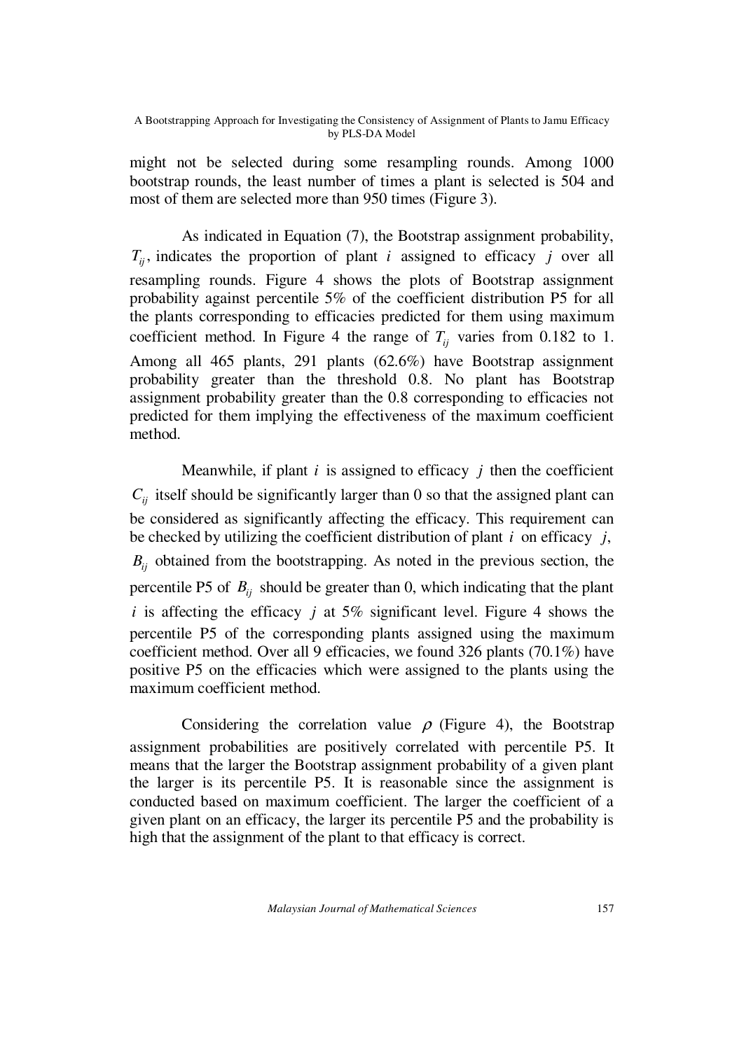might not be selected during some resampling rounds. Among 1000 bootstrap rounds, the least number of times a plant is selected is 504 and most of them are selected more than 950 times (Figure 3).

As indicated in Equation (7), the Bootstrap assignment probability, $T_{ij}$, indicates the proportion of plant $i$ assigned to efficacy $j$ over all resampling rounds. Figure 4 shows the plots of Bootstrap assignment probability against percentile 5% of the coefficient distribution P5 for all the plants corresponding to efficacies predicted for them using maximum coefficient method. In Figure 4 the range of $T_{ij}$ varies from 0.182 to 1. Among all 465 plants, 291 plants (62.6%) have Bootstrap assignment probability greater than the threshold 0.8. No plant has Bootstrap assignment probability greater than the 0.8 corresponding to efficacies not predicted for them implying the effectiveness of the maximum coefficient method.

Meanwhile, if plant $i$ is assigned to efficacy $j$ then the coefficient $C_{ij}$ itself should be significantly larger than 0 so that the assigned plant can be considered as significantly affecting the efficacy. This requirement can be checked by utilizing the coefficient distribution of plant $i$ on efficacy $j$, $B_{ij}$ obtained from the bootstrapping. As noted in the previous section, the percentile P5 of $B_{ij}$ should be greater than 0, which indicating that the plant $i$ is affecting the efficacy $j$ at 5% significant level. Figure 4 shows the percentile P5 of the corresponding plants assigned using the maximum coefficient method. Over all 9 efficacies, we found 326 plants (70.1%) have positive P5 on the efficacies which were assigned to the plants using the maximum coefficient method.

Considering the correlation value $\rho$ (Figure 4), the Bootstrap assignment probabilities are positively correlated with percentile P5. It means that the larger the Bootstrap assignment probability of a given plant the larger is its percentile P5. It is reasonable since the assignment is conducted based on maximum coefficient. The larger the coefficient of a given plant on an efficacy, the larger its percentile P5 and the probability is high that the assignment of the plant to that efficacy is correct.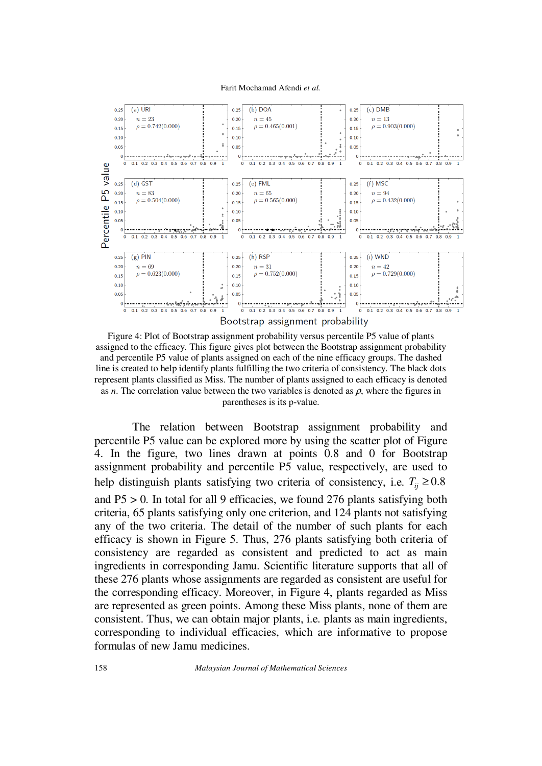Figure 4: Plot of Bootstrap assignment probability versus percentile P5 value of plants assigned to the efficacy. This figure gives plot between the Bootstrap assignment probability and percentile P5 value of plants assigned on each of the nine efficacy groups. The dashed line is created to help identify plants fulfilling the two criteria of consistency. The black dots represent plants classified as Miss. The number of plants assigned to each efficacy is denoted as $n$. The correlation value between the two variables is denoted as $\rho$, where the figures in parentheses is its p-value.

The relation between Bootstrap assignment probability and percentile P5 value can be explored more by using the scatter plot of Figure 4. In the figure, two lines drawn at points 0.8 and 0 for Bootstrap assignment probability and percentile P5 value, respectively, are used to help distinguish plants satisfying two criteria of consistency, i.e. $T_{ij} \geq 0.8$ and P5 > 0. In total for all 9 efficacies, we found 276 plants satisfying both criteria, 65 plants satisfying only one criterion, and 124 plants not satisfying any of the two criteria. The detail of the number of such plants for each efficacy is shown in Figure 5. Thus, 276 plants satisfying both criteria of consistency are regarded as consistent and predicted to act as main ingredients in corresponding Jamu. Scientific literature supports that all of these 276 plants whose assignments are regarded as consistent are useful for the corresponding efficacy. Moreover, in Figure 4, plants regarded as Miss are represented as green points. Among these Miss plants, none of them are consistent. Thus, we can obtain major plants, i.e. plants as main ingredients, corresponding to individual efficacies, which are informative to propose formulas of new Jamu medicines.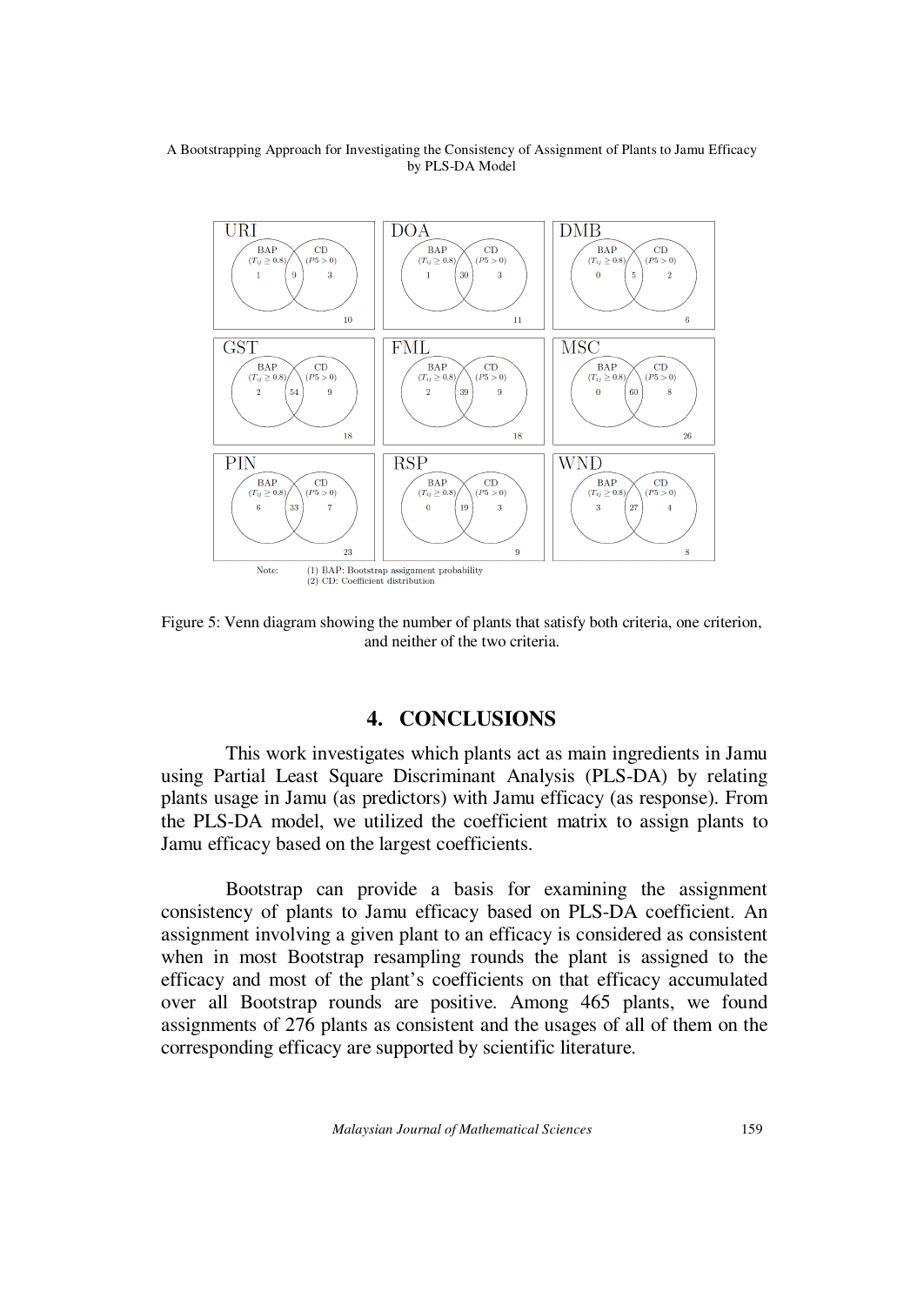| Efficacy | BAP ($T_{ij} \geq 0.8$) only | Both | CD ($P5 > 0$) only | Neither |
|---|---|---|---|---|
| URI | 1 | 9 | 3 | 10 |
| DOA | 1 | 30 | 3 | 11 |
| DMB | 0 | 5 | 2 | 6 |
| GST | 2 | 54 | 9 | 18 |
| FML | 2 | 39 | 9 | 18 |
| MSC | 0 | 60 | 8 | 26 |
| PIN | 6 | 33 | 7 | 23 |
| RSP | 0 | 19 | 3 | 9 |
| WND | 3 | 27 | 4 | 8 |

Note: (1) BAP: Bootstrap assignment probability
(2) CD: Coefficient distribution

Figure 5: Venn diagram showing the number of plants that satisfy both criteria, one criterion, and neither of the two criteria.

## 4. CONCLUSIONS

This work investigates which plants act as main ingredients in Jamu using Partial Least Square Discriminant Analysis (PLS-DA) by relating plants usage in Jamu (as predictors) with Jamu efficacy (as response). From the PLS-DA model, we utilized the coefficient matrix to assign plants to Jamu efficacy based on the largest coefficients.

Bootstrap can provide a basis for examining the assignment consistency of plants to Jamu efficacy based on PLS-DA coefficient. An assignment involving a given plant to an efficacy is considered as consistent when in most Bootstrap resampling rounds the plant is assigned to the efficacy and most of the plant's coefficients on that efficacy accumulated over all Bootstrap rounds are positive. Among 465 plants, we found assignments of 276 plants as consistent and the usages of all of them on the corresponding efficacy are supported by scientific literature.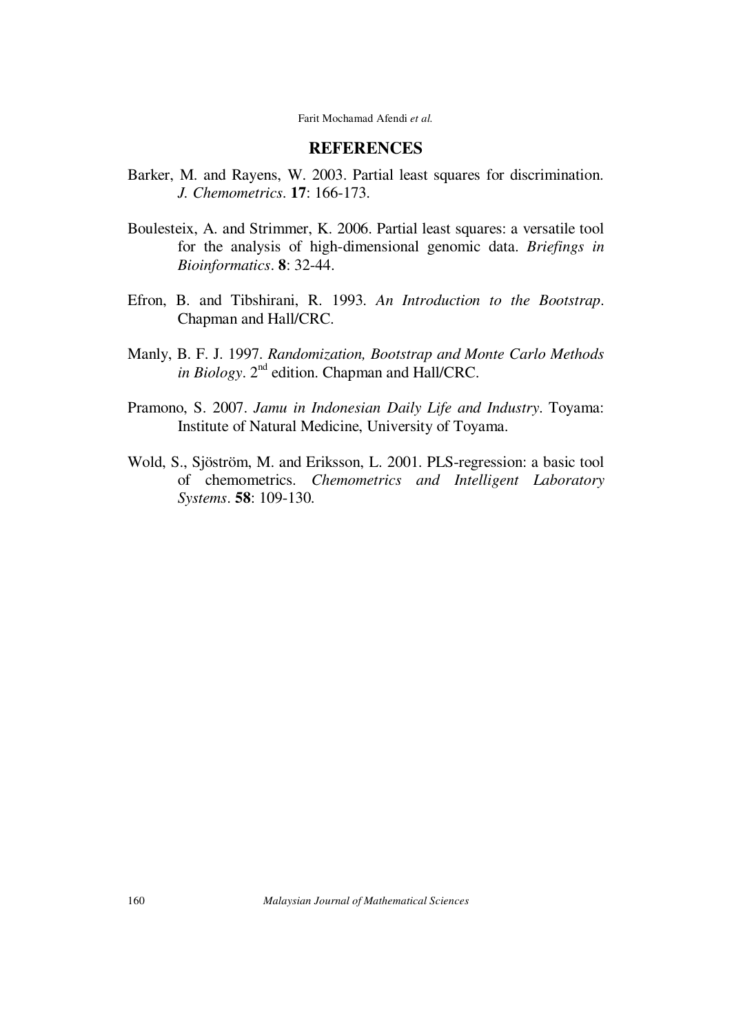## REFERENCES

Barker, M. and Rayens, W. 2003. Partial least squares for discrimination. *J. Chemometrics*. **17**: 166-173.

Boulesteix, A. and Strimmer, K. 2006. Partial least squares: a versatile tool for the analysis of high-dimensional genomic data. *Briefings in Bioinformatics*. **8**: 32-44.

Efron, B. and Tibshirani, R. 1993. *An Introduction to the Bootstrap*. Chapman and Hall/CRC.

Manly, B. F. J. 1997. *Randomization, Bootstrap and Monte Carlo Methods in Biology*. 2nd edition. Chapman and Hall/CRC.

Pramono, S. 2007. *Jamu in Indonesian Daily Life and Industry*. Toyama: Institute of Natural Medicine, University of Toyama.

Wold, S., Sjöström, M. and Eriksson, L. 2001. PLS-regression: a basic tool of chemometrics. *Chemometrics and Intelligent Laboratory Systems*. **58**: 109-130.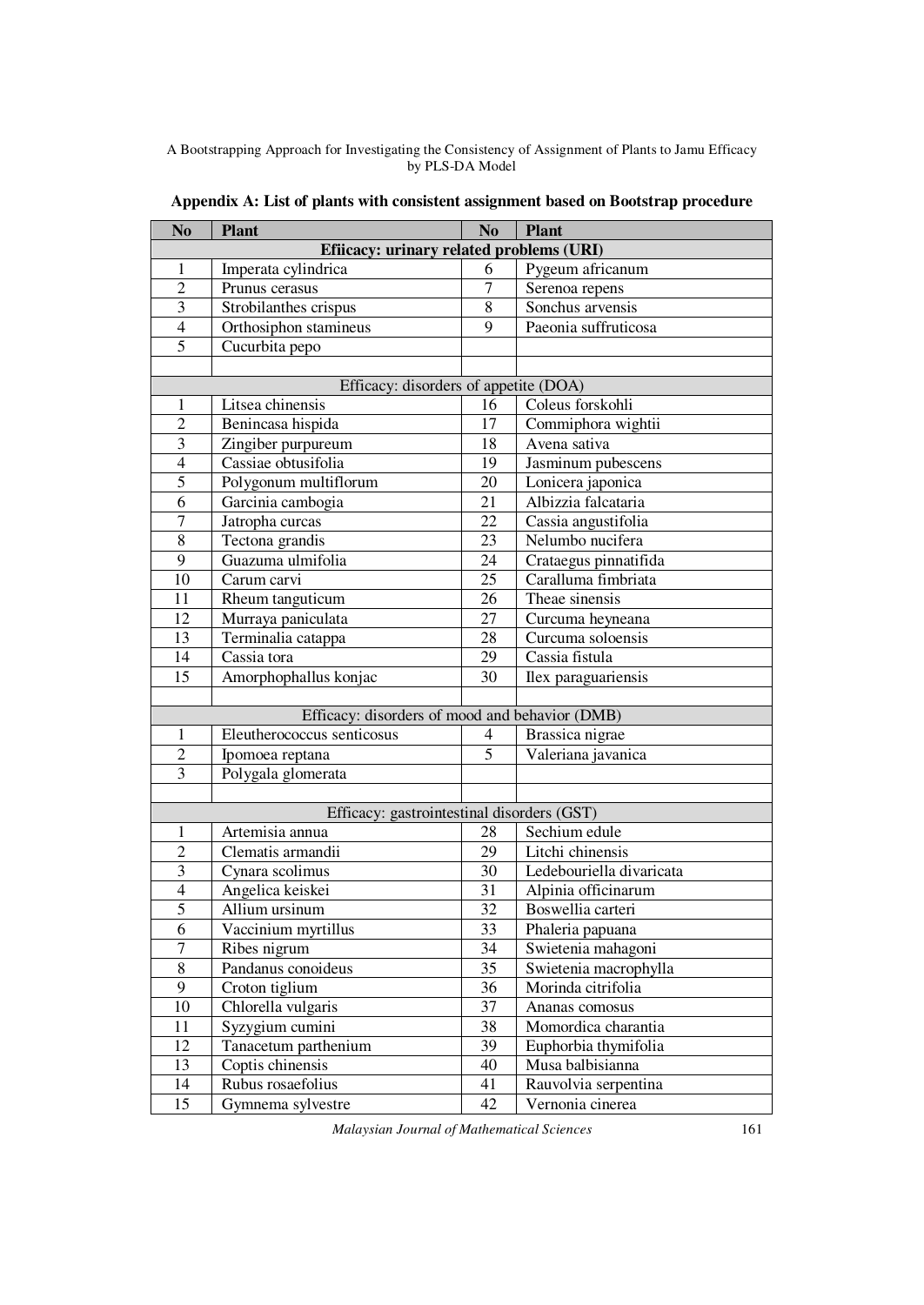**Appendix A: List of plants with consistent assignment based on Bootstrap procedure**

| No | Plant | No | Plant |
|---|---|---|---|
| **Efiicacy: urinary related problems (URI)** | | | |
| 1 | Imperata cylindrica | 6 | Pygeum africanum |
| 2 | Prunus cerasus | 7 | Serenoa repens |
| 3 | Strobilanthes crispus | 8 | Sonchus arvensis |
| 4 | Orthosiphon stamineus | 9 | Paeonia suffruticosa |
| 5 | Cucurbita pepo | | |
| | | | |
| Efficacy: disorders of appetite (DOA) | | | |
| 1 | Litsea chinensis | 16 | Coleus forskohli |
| 2 | Benincasa hispida | 17 | Commiphora wightii |
| 3 | Zingiber purpureum | 18 | Avena sativa |
| 4 | Cassiae obtusifolia | 19 | Jasminum pubescens |
| 5 | Polygonum multiflorum | 20 | Lonicera japonica |
| 6 | Garcinia cambogia | 21 | Albizzia falcataria |
| 7 | Jatropha curcas | 22 | Cassia angustifolia |
| 8 | Tectona grandis | 23 | Nelumbo nucifera |
| 9 | Guazuma ulmifolia | 24 | Crataegus pinnatifida |
| 10 | Carum carvi | 25 | Caralluma fimbriata |
| 11 | Rheum tanguticum | 26 | Theae sinensis |
| 12 | Murraya paniculata | 27 | Curcuma heyneana |
| 13 | Terminalia catappa | 28 | Curcuma soloensis |
| 14 | Cassia tora | 29 | Cassia fistula |
| 15 | Amorphophallus konjac | 30 | Ilex paraguariensis |
| | | | |
| Efficacy: disorders of mood and behavior (DMB) | | | |
| 1 | Eleutherococcus senticosus | 4 | Brassica nigrae |
| 2 | Ipomoea reptana | 5 | Valeriana javanica |
| 3 | Polygala glomerata | | |
| | | | |
| Efficacy: gastrointestinal disorders (GST) | | | |
| 1 | Artemisia annua | 28 | Sechium edule |
| 2 | Clematis armandii | 29 | Litchi chinensis |
| 3 | Cynara scolimus | 30 | Ledebouriella divaricata |
| 4 | Angelica keiskei | 31 | Alpinia officinarum |
| 5 | Allium ursinum | 32 | Boswellia carteri |
| 6 | Vaccinium myrtillus | 33 | Phaleria papuana |
| 7 | Ribes nigrum | 34 | Swietenia mahagoni |
| 8 | Pandanus conoideus | 35 | Swietenia macrophylla |
| 9 | Croton tiglium | 36 | Morinda citrifolia |
| 10 | Chlorella vulgaris | 37 | Ananas comosus |
| 11 | Syzygium cumini | 38 | Momordica charantia |
| 12 | Tanacetum parthenium | 39 | Euphorbia thymifolia |
| 13 | Coptis chinensis | 40 | Musa balbisianna |
| 14 | Rubus rosaefolius | 41 | Rauvolvia serpentina |
| 15 | Gymnema sylvestre | 42 | Vernonia cinerea |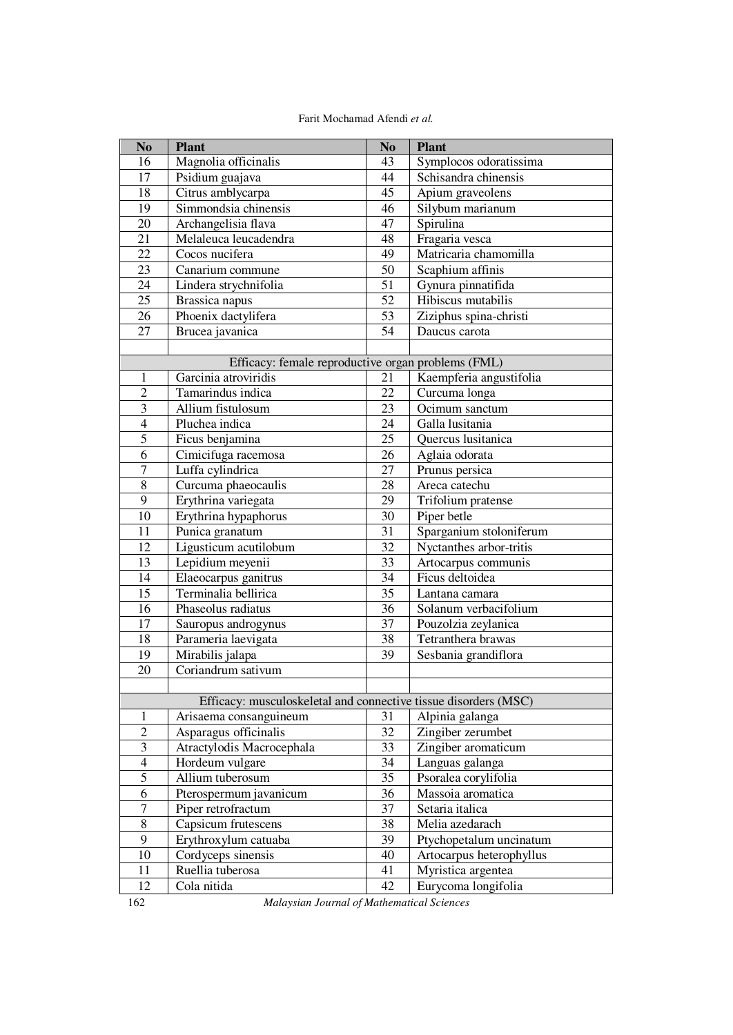| No | Plant | No | Plant |
|---|---|---|---|
| 16 | Magnolia officinalis | 43 | Symplocos odoratissima |
| 17 | Psidium guajava | 44 | Schisandra chinensis |
| 18 | Citrus amblycarpa | 45 | Apium graveolens |
| 19 | Simmondsia chinensis | 46 | Silybum marianum |
| 20 | Archangelisia flava | 47 | Spirulina |
| 21 | Melaleuca leucadendra | 48 | Fragaria vesca |
| 22 | Cocos nucifera | 49 | Matricaria chamomilla |
| 23 | Canarium commune | 50 | Scaphium affinis |
| 24 | Lindera strychnifolia | 51 | Gynura pinnatifida |
| 25 | Brassica napus | 52 | Hibiscus mutabilis |
| 26 | Phoenix dactylifera | 53 | Ziziphus spina-christi |
| 27 | Brucea javanica | 54 | Daucus carota |
| | | | |
| Efficacy: female reproductive organ problems (FML) | | | |
| 1 | Garcinia atroviridis | 21 | Kaempferia angustifolia |
| 2 | Tamarindus indica | 22 | Curcuma longa |
| 3 | Allium fistulosum | 23 | Ocimum sanctum |
| 4 | Pluchea indica | 24 | Galla lusitania |
| 5 | Ficus benjamina | 25 | Quercus lusitanica |
| 6 | Cimicifuga racemosa | 26 | Aglaia odorata |
| 7 | Luffa cylindrica | 27 | Prunus persica |
| 8 | Curcuma phaeocaulis | 28 | Areca catechu |
| 9 | Erythrina variegata | 29 | Trifolium pratense |
| 10 | Erythrina hypaphorus | 30 | Piper betle |
| 11 | Punica granatum | 31 | Sparganium stoloniferum |
| 12 | Ligusticum acutilobum | 32 | Nyctanthes arbor-tritis |
| 13 | Lepidium meyenii | 33 | Artocarpus communis |
| 14 | Elaeocarpus ganitrus | 34 | Ficus deltoidea |
| 15 | Terminalia bellirica | 35 | Lantana camara |
| 16 | Phaseolus radiatus | 36 | Solanum verbacifolium |
| 17 | Sauropus androgynus | 37 | Pouzolzia zeylanica |
| 18 | Parameria laevigata | 38 | Tetranthera brawas |
| 19 | Mirabilis jalapa | 39 | Sesbania grandiflora |
| 20 | Coriandrum sativum | | |
| | | | |
| Efficacy: musculoskeletal and connective tissue disorders (MSC) | | | |
| 1 | Arisaema consanguineum | 31 | Alpinia galanga |
| 2 | Asparagus officinalis | 32 | Zingiber zerumbet |
| 3 | Atractylodis Macrocephala | 33 | Zingiber aromaticum |
| 4 | Hordeum vulgare | 34 | Languas galanga |
| 5 | Allium tuberosum | 35 | Psoralea corylifolia |
| 6 | Pterospermum javanicum | 36 | Massoia aromatica |
| 7 | Piper retrofractum | 37 | Setaria italica |
| 8 | Capsicum frutescens | 38 | Melia azedarach |
| 9 | Erythroxylum catuaba | 39 | Ptychopetalum uncinatum |
| 10 | Cordyceps sinensis | 40 | Artocarpus heterophyllus |
| 11 | Ruellia tuberosa | 41 | Myristica argentea |
| 12 | Cola nitida | 42 | Eurycoma longifolia |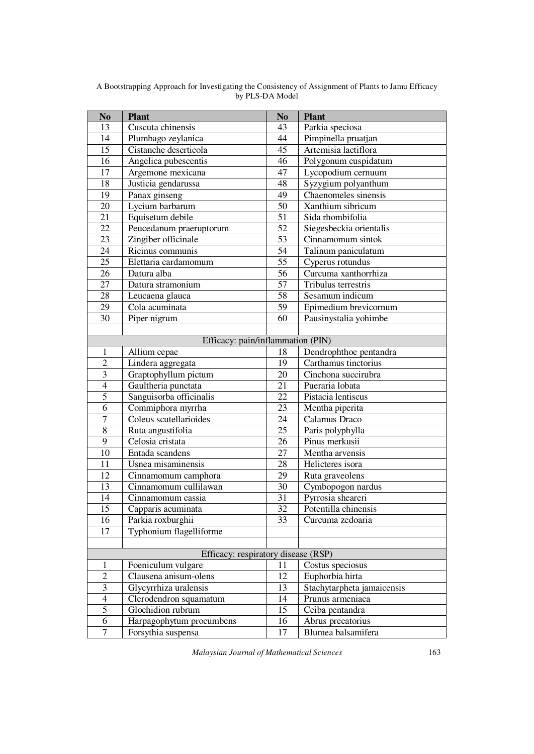| No | Plant | No | Plant |
|---|---|---|---|
| 13 | Cuscuta chinensis | 43 | Parkia speciosa |
| 14 | Plumbago zeylanica | 44 | Pimpinella pruatjan |
| 15 | Cistanche deserticola | 45 | Artemisia lactiflora |
| 16 | Angelica pubescentis | 46 | Polygonum cuspidatum |
| 17 | Argemone mexicana | 47 | Lycopodium cernuum |
| 18 | Justicia gendarussa | 48 | Syzygium polyanthum |
| 19 | Panax ginseng | 49 | Chaenomeles sinensis |
| 20 | Lycium barbarum | 50 | Xanthium sibricum |
| 21 | Equisetum debile | 51 | Sida rhombifolia |
| 22 | Peucedanum praeruptorum | 52 | Siegesbeckia orientalis |
| 23 | Zingiber officinale | 53 | Cinnamomum sintok |
| 24 | Ricinus communis | 54 | Talinum paniculatum |
| 25 | Elettaria cardamomum | 55 | Cyperus rotundus |
| 26 | Datura alba | 56 | Curcuma xanthorrhiza |
| 27 | Datura stramonium | 57 | Tribulus terrestris |
| 28 | Leucaena glauca | 58 | Sesamum indicum |
| 29 | Cola acuminata | 59 | Epimedium brevicornum |
| 30 | Piper nigrum | 60 | Pausinystalia yohimbe |
| | | | |
| Efficacy: pain/inflammation (PIN) | | | |
| 1 | Allium cepae | 18 | Dendrophthoe pentandra |
| 2 | Lindera aggregata | 19 | Carthamus tinctorius |
| 3 | Graptophyllum pictum | 20 | Cinchona succirubra |
| 4 | Gaultheria punctata | 21 | Pueraria lobata |
| 5 | Sanguisorba officinalis | 22 | Pistacia lentiscus |
| 6 | Commiphora myrrha | 23 | Mentha piperita |
| 7 | Coleus scutellarioides | 24 | Calamus Draco |
| 8 | Ruta angustifolia | 25 | Paris polyphylla |
| 9 | Celosia cristata | 26 | Pinus merkusii |
| 10 | Entada scandens | 27 | Mentha arvensis |
| 11 | Usnea misaminensis | 28 | Helicteres isora |
| 12 | Cinnamomum camphora | 29 | Ruta graveolens |
| 13 | Cinnamomum cullilawan | 30 | Cymbopogon nardus |
| 14 | Cinnamomum cassia | 31 | Pyrrosia sheareri |
| 15 | Capparis acuminata | 32 | Potentilla chinensis |
| 16 | Parkia roxburghii | 33 | Curcuma zedoaria |
| 17 | Typhonium flagelliforme | | |
| | | | |
| Efficacy: respiratory disease (RSP) | | | |
| 1 | Foeniculum vulgare | 11 | Costus speciosus |
| 2 | Clausena anisum-olens | 12 | Euphorbia hirta |
| 3 | Glycyrrhiza uralensis | 13 | Stachytarpheta jamaicensis |
| 4 | Clerodendron squamatum | 14 | Prunus armeniaca |
| 5 | Glochidion rubrum | 15 | Ceiba pentandra |
| 6 | Harpagophytum procumbens | 16 | Abrus precatorius |
| 7 | Forsythia suspensa | 17 | Blumea balsamifera |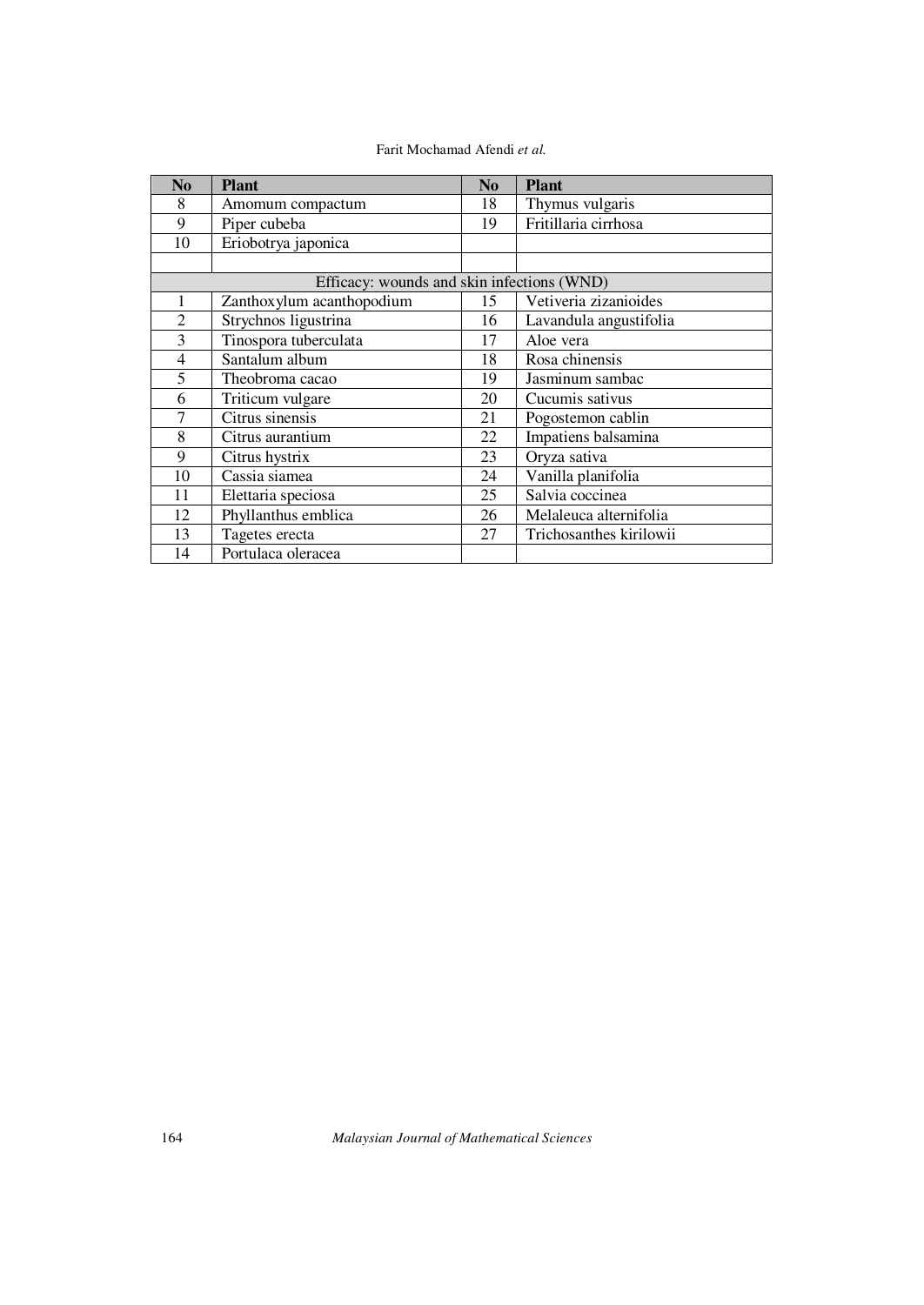| No | Plant | No | Plant |
|---|---|---|---|
| 8 | Amomum compactum | 18 | Thymus vulgaris |
| 9 | Piper cubeba | 19 | Fritillaria cirrhosa |
| 10 | Eriobotrya japonica | | |
| | | | |
| Efficacy: wounds and skin infections (WND) | | | |
| 1 | Zanthoxylum acanthopodium | 15 | Vetiveria zizanioides |
| 2 | Strychnos ligustrina | 16 | Lavandula angustifolia |
| 3 | Tinospora tuberculata | 17 | Aloe vera |
| 4 | Santalum album | 18 | Rosa chinensis |
| 5 | Theobroma cacao | 19 | Jasminum sambac |
| 6 | Triticum vulgare | 20 | Cucumis sativus |
| 7 | Citrus sinensis | 21 | Pogostemon cablin |
| 8 | Citrus aurantium | 22 | Impatiens balsamina |
| 9 | Citrus hystrix | 23 | Oryza sativa |
| 10 | Cassia siamea | 24 | Vanilla planifolia |
| 11 | Elettaria speciosa | 25 | Salvia coccinea |
| 12 | Phyllanthus emblica | 26 | Melaleuca alternifolia |
| 13 | Tagetes erecta | 27 | Trichosanthes kirilowii |
| 14 | Portulaca oleracea | | |